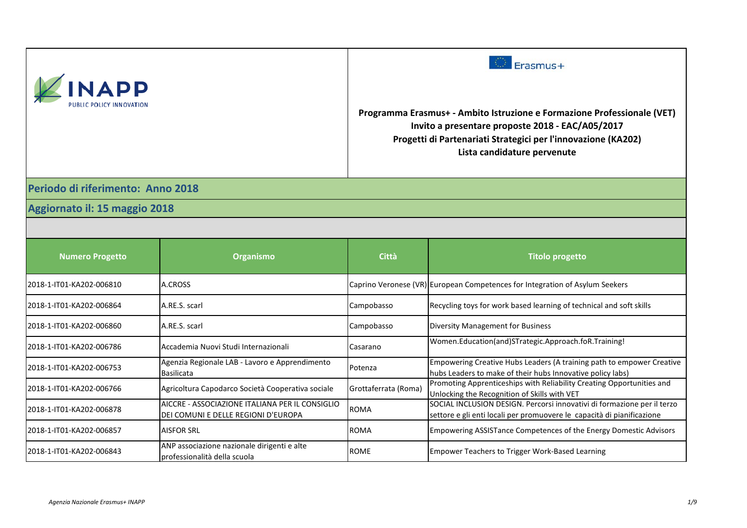INAPP
PUBLIC POLICY INNOVATION

Erasmus+

**Programma Erasmus+ - Ambito Istruzione e Formazione Professionale (VET)**
**Invito a presentare proposte 2018 - EAC/A05/2017**
**Progetti di Partenariati Strategici per l'innovazione (KA202)**
**Lista candidature pervenute**

## Periodo di riferimento: Anno 2018

## Aggiornato il: 15 maggio 2018

| Numero Progetto | Organismo | Città | Titolo progetto |
|---|---|---|---|
| 2018-1-IT01-KA202-006810 | A.CROSS | Caprino Veronese (VR) | European Competences for Integration of Asylum Seekers |
| 2018-1-IT01-KA202-006864 | A.RE.S. scarl | Campobasso | Recycling toys for work based learning of technical and soft skills |
| 2018-1-IT01-KA202-006860 | A.RE.S. scarl | Campobasso | Diversity Management for Business |
| 2018-1-IT01-KA202-006786 | Accademia Nuovi Studi Internazionali | Casarano | Women.Education(and)STrategic.Approach.foR.Training! |
| 2018-1-IT01-KA202-006753 | Agenzia Regionale LAB - Lavoro e Apprendimento Basilicata | Potenza | Empowering Creative Hubs Leaders (A training path to empower Creative hubs Leaders to make of their hubs Innovative policy labs) |
| 2018-1-IT01-KA202-006766 | Agricoltura Capodarco Società Cooperativa sociale | Grottaferrata (Roma) | Promoting Apprenticeships with Reliability Creating Opportunities and Unlocking the Recognition of Skills with VET |
| 2018-1-IT01-KA202-006878 | AICCRE - ASSOCIAZIONE ITALIANA PER IL CONSIGLIO DEI COMUNI E DELLE REGIONI D'EUROPA | ROMA | SOCIAL INCLUSION DESIGN. Percorsi innovativi di formazione per il terzo settore e gli enti locali per promuovere le capacità di pianificazione |
| 2018-1-IT01-KA202-006857 | AISFOR SRL | ROMA | Empowering ASSISTance Competences of the Energy Domestic Advisors |
| 2018-1-IT01-KA202-006843 | ANP associazione nazionale dirigenti e alte professionalità della scuola | ROME | Empower Teachers to Trigger Work-Based Learning |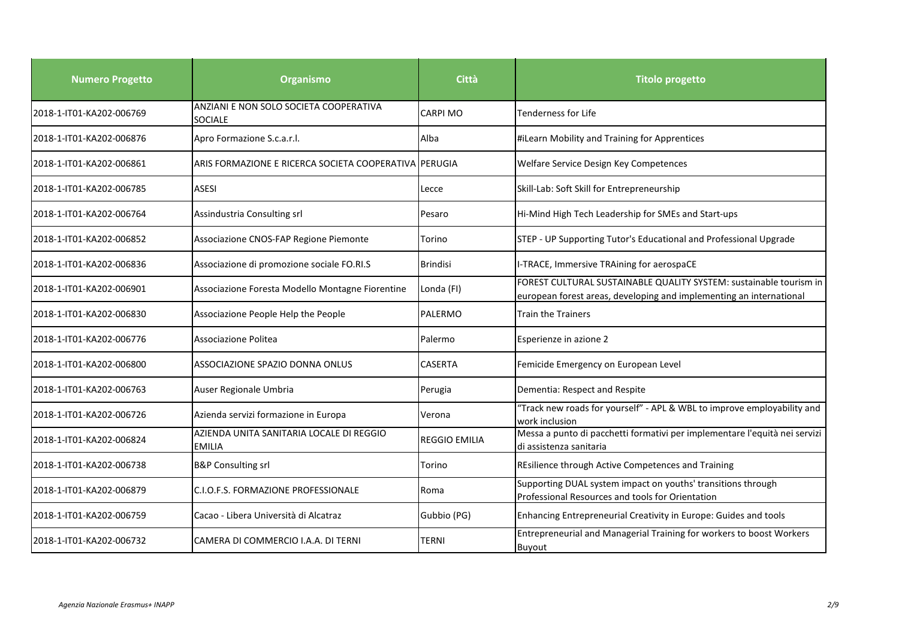| Numero Progetto | Organismo | Città | Titolo progetto |
|---|---|---|---|
| 2018-1-IT01-KA202-006769 | ANZIANI E NON SOLO SOCIETA COOPERATIVA SOCIALE | CARPI MO | Tenderness for Life |
| 2018-1-IT01-KA202-006876 | Apro Formazione S.c.a.r.l. | Alba | #iLearn Mobility and Training for Apprentices |
| 2018-1-IT01-KA202-006861 | ARIS FORMAZIONE E RICERCA SOCIETA COOPERATIVA | PERUGIA | Welfare Service Design Key Competences |
| 2018-1-IT01-KA202-006785 | ASESI | Lecce | Skill-Lab: Soft Skill for Entrepreneurship |
| 2018-1-IT01-KA202-006764 | Assindustria Consulting srl | Pesaro | Hi-Mind High Tech Leadership for SMEs and Start-ups |
| 2018-1-IT01-KA202-006852 | Associazione CNOS-FAP Regione Piemonte | Torino | STEP - UP Supporting Tutor's Educational and Professional Upgrade |
| 2018-1-IT01-KA202-006836 | Associazione di promozione sociale FO.RI.S | Brindisi | I-TRACE, Immersive TRAining for aerospaCE |
| 2018-1-IT01-KA202-006901 | Associazione Foresta Modello Montagne Fiorentine | Londa (FI) | FOREST CULTURAL SUSTAINABLE QUALITY SYSTEM: sustainable tourism in european forest areas, developing and implementing an international |
| 2018-1-IT01-KA202-006830 | Associazione People Help the People | PALERMO | Train the Trainers |
| 2018-1-IT01-KA202-006776 | Associazione Politea | Palermo | Esperienze in azione 2 |
| 2018-1-IT01-KA202-006800 | ASSOCIAZIONE SPAZIO DONNA ONLUS | CASERTA | Femicide Emergency on European Level |
| 2018-1-IT01-KA202-006763 | Auser Regionale Umbria | Perugia | Dementia: Respect and Respite |
| 2018-1-IT01-KA202-006726 | Azienda servizi formazione in Europa | Verona | "Track new roads for yourself" - APL & WBL to improve employability and work inclusion |
| 2018-1-IT01-KA202-006824 | AZIENDA UNITA SANITARIA LOCALE DI REGGIO EMILIA | REGGIO EMILIA | Messa a punto di pacchetti formativi per implementare l'equità nei servizi di assistenza sanitaria |
| 2018-1-IT01-KA202-006738 | B&P Consulting srl | Torino | REsilience through Active Competences and Training |
| 2018-1-IT01-KA202-006879 | C.I.O.F.S. FORMAZIONE PROFESSIONALE | Roma | Supporting DUAL system impact on youths' transitions through Professional Resources and tools for Orientation |
| 2018-1-IT01-KA202-006759 | Cacao - Libera Università di Alcatraz | Gubbio (PG) | Enhancing Entrepreneurial Creativity in Europe: Guides and tools |
| 2018-1-IT01-KA202-006732 | CAMERA DI COMMERCIO I.A.A. DI TERNI | TERNI | Entrepreneurial and Managerial Training for workers to boost Workers Buyout |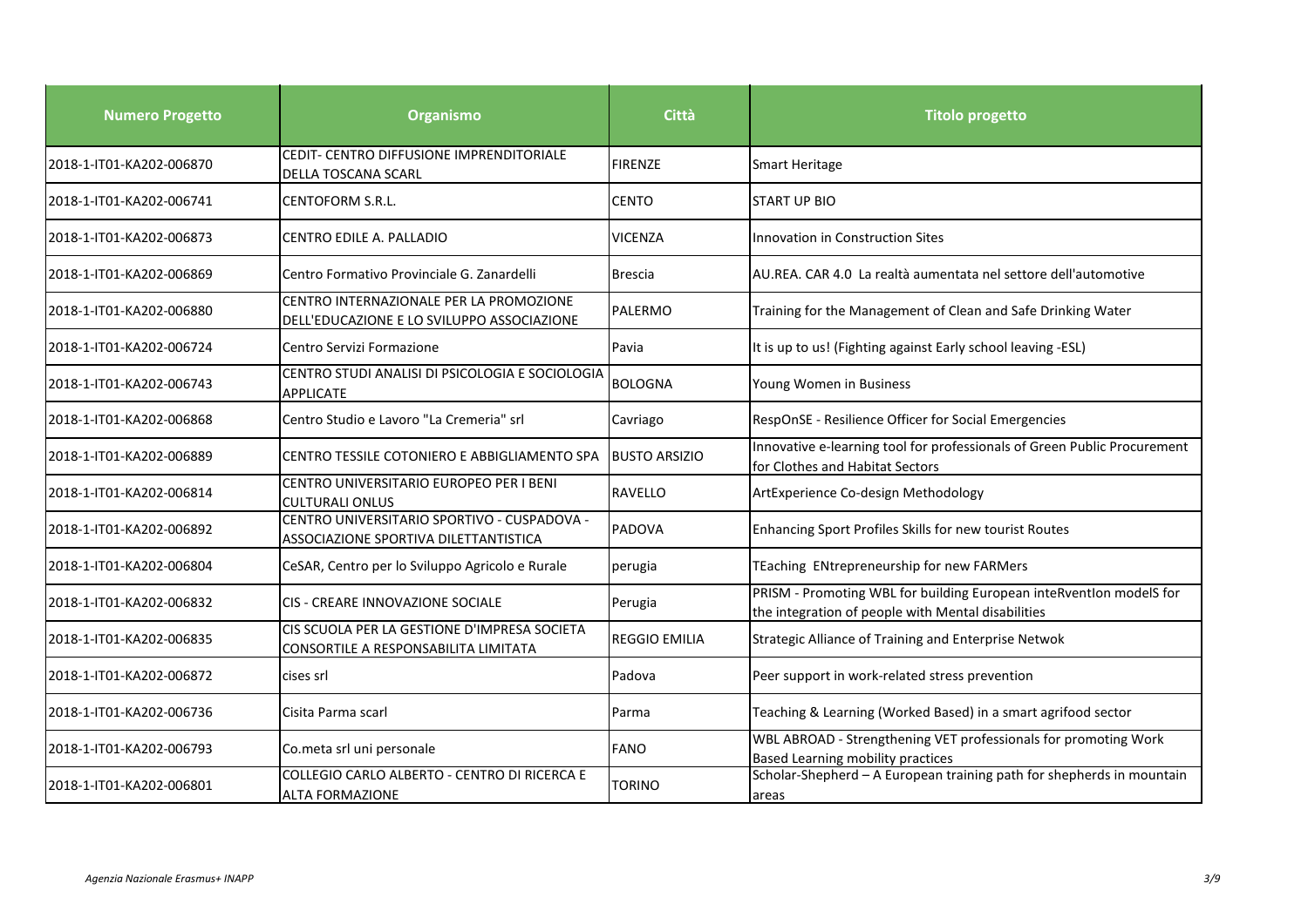| Numero Progetto | Organismo | Città | Titolo progetto |
|---|---|---|---|
| 2018-1-IT01-KA202-006870 | CEDIT- CENTRO DIFFUSIONE IMPRENDITORIALE DELLA TOSCANA SCARL | FIRENZE | Smart Heritage |
| 2018-1-IT01-KA202-006741 | CENTOFORM S.R.L. | CENTO | START UP BIO |
| 2018-1-IT01-KA202-006873 | CENTRO EDILE A. PALLADIO | VICENZA | Innovation in Construction Sites |
| 2018-1-IT01-KA202-006869 | Centro Formativo Provinciale G. Zanardelli | Brescia | AU.REA. CAR 4.0 La realtà aumentata nel settore dell'automotive |
| 2018-1-IT01-KA202-006880 | CENTRO INTERNAZIONALE PER LA PROMOZIONE DELL'EDUCAZIONE E LO SVILUPPO ASSOCIAZIONE | PALERMO | Training for the Management of Clean and Safe Drinking Water |
| 2018-1-IT01-KA202-006724 | Centro Servizi Formazione | Pavia | It is up to us! (Fighting against Early school leaving -ESL) |
| 2018-1-IT01-KA202-006743 | CENTRO STUDI ANALISI DI PSICOLOGIA E SOCIOLOGIA APPLICATE | BOLOGNA | Young Women in Business |
| 2018-1-IT01-KA202-006868 | Centro Studio e Lavoro "La Cremeria" srl | Cavriago | RespOnSE - Resilience Officer for Social Emergencies |
| 2018-1-IT01-KA202-006889 | CENTRO TESSILE COTONIERO E ABBIGLIAMENTO SPA | BUSTO ARSIZIO | Innovative e-learning tool for professionals of Green Public Procurement for Clothes and Habitat Sectors |
| 2018-1-IT01-KA202-006814 | CENTRO UNIVERSITARIO EUROPEO PER I BENI CULTURALI ONLUS | RAVELLO | ArtExperience Co-design Methodology |
| 2018-1-IT01-KA202-006892 | CENTRO UNIVERSITARIO SPORTIVO - CUSPADOVA - ASSOCIAZIONE SPORTIVA DILETTANTISTICA | PADOVA | Enhancing Sport Profiles Skills for new tourist Routes |
| 2018-1-IT01-KA202-006804 | CeSAR, Centro per lo Sviluppo Agricolo e Rurale | perugia | TEaching ENtrepreneurship for new FARMers |
| 2018-1-IT01-KA202-006832 | CIS - CREARE INNOVAZIONE SOCIALE | Perugia | PRISM - Promoting WBL for building European inteRventIon modelS for the integration of people with Mental disabilities |
| 2018-1-IT01-KA202-006835 | CIS SCUOLA PER LA GESTIONE D'IMPRESA SOCIETA CONSORTILE A RESPONSABILITA LIMITATA | REGGIO EMILIA | Strategic Alliance of Training and Enterprise Netwok |
| 2018-1-IT01-KA202-006872 | cises srl | Padova | Peer support in work-related stress prevention |
| 2018-1-IT01-KA202-006736 | Cisita Parma scarl | Parma | Teaching & Learning (Worked Based) in a smart agrifood sector |
| 2018-1-IT01-KA202-006793 | Co.meta srl uni personale | FANO | WBL ABROAD - Strengthening VET professionals for promoting Work Based Learning mobility practices |
| 2018-1-IT01-KA202-006801 | COLLEGIO CARLO ALBERTO - CENTRO DI RICERCA E ALTA FORMAZIONE | TORINO | Scholar-Shepherd – A European training path for shepherds in mountain areas |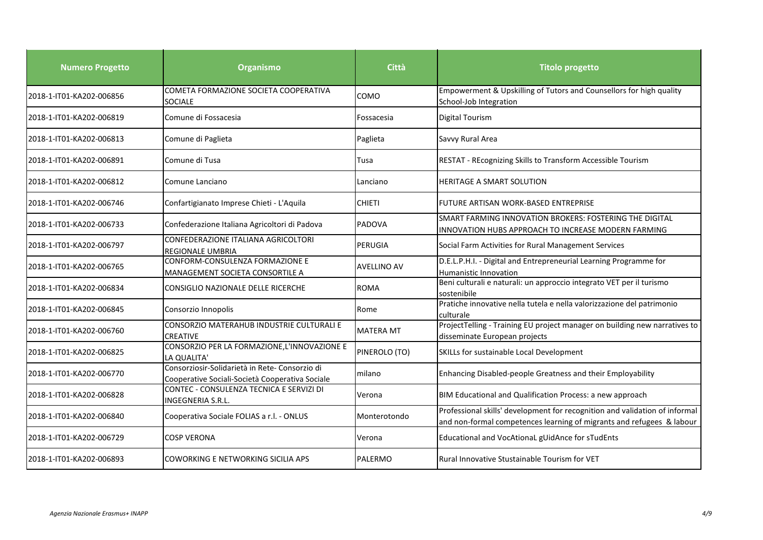| Numero Progetto | Organismo | Città | Titolo progetto |
| --- | --- | --- | --- |
| 2018-1-IT01-KA202-006856 | COMETA FORMAZIONE SOCIETA COOPERATIVA SOCIALE | COMO | Empowerment & Upskilling of Tutors and Counsellors for high quality School-Job Integration |
| 2018-1-IT01-KA202-006819 | Comune di Fossacesia | Fossacesia | Digital Tourism |
| 2018-1-IT01-KA202-006813 | Comune di Paglieta | Paglieta | Savvy Rural Area |
| 2018-1-IT01-KA202-006891 | Comune di Tusa | Tusa | RESTAT - REcognizing Skills to Transform Accessible Tourism |
| 2018-1-IT01-KA202-006812 | Comune Lanciano | Lanciano | HERITAGE A SMART SOLUTION |
| 2018-1-IT01-KA202-006746 | Confartigianato Imprese Chieti - L'Aquila | CHIETI | FUTURE ARTISAN WORK-BASED ENTREPRISE |
| 2018-1-IT01-KA202-006733 | Confederazione Italiana Agricoltori di Padova | PADOVA | SMART FARMING INNOVATION BROKERS: FOSTERING THE DIGITAL INNOVATION HUBS APPROACH TO INCREASE MODERN FARMING |
| 2018-1-IT01-KA202-006797 | CONFEDERAZIONE ITALIANA AGRICOLTORI REGIONALE UMBRIA | PERUGIA | Social Farm Activities for Rural Management Services |
| 2018-1-IT01-KA202-006765 | CONFORM-CONSULENZA FORMAZIONE E MANAGEMENT SOCIETA CONSORTILE A | AVELLINO AV | D.E.L.P.H.I. - Digital and Entrepreneurial Learning Programme for Humanistic Innovation |
| 2018-1-IT01-KA202-006834 | CONSIGLIO NAZIONALE DELLE RICERCHE | ROMA | Beni culturali e naturali: un approccio integrato VET per il turismo sostenibile |
| 2018-1-IT01-KA202-006845 | Consorzio Innopolis | Rome | Pratiche innovative nella tutela e nella valorizzazione del patrimonio culturale |
| 2018-1-IT01-KA202-006760 | CONSORZIO MATERAHUB INDUSTRIE CULTURALI E CREATIVE | MATERA MT | ProjectTelling - Training EU project manager on building new narratives to disseminate European projects |
| 2018-1-IT01-KA202-006825 | CONSORZIO PER LA FORMAZIONE,L'INNOVAZIONE E LA QUALITA' | PINEROLO (TO) | SKILLs for sustainable Local Development |
| 2018-1-IT01-KA202-006770 | Consorziosir-Solidarietà in Rete- Consorzio di Cooperative Sociali-Società Cooperativa Sociale | milano | Enhancing Disabled-people Greatness and their Employability |
| 2018-1-IT01-KA202-006828 | CONTEC - CONSULENZA TECNICA E SERVIZI DI INGEGNERIA S.R.L. | Verona | BIM Educational and Qualification Process: a new approach |
| 2018-1-IT01-KA202-006840 | Cooperativa Sociale FOLIAS a r.l. - ONLUS | Monterotondo | Professional skills' development for recognition and validation of informal and non-formal competences learning of migrants and refugees & labour |
| 2018-1-IT01-KA202-006729 | COSP VERONA | Verona | Educational and VocAtionaL gUidAnce for sTudEnts |
| 2018-1-IT01-KA202-006893 | COWORKING E NETWORKING SICILIA APS | PALERMO | Rural Innovative Stustainable Tourism for VET |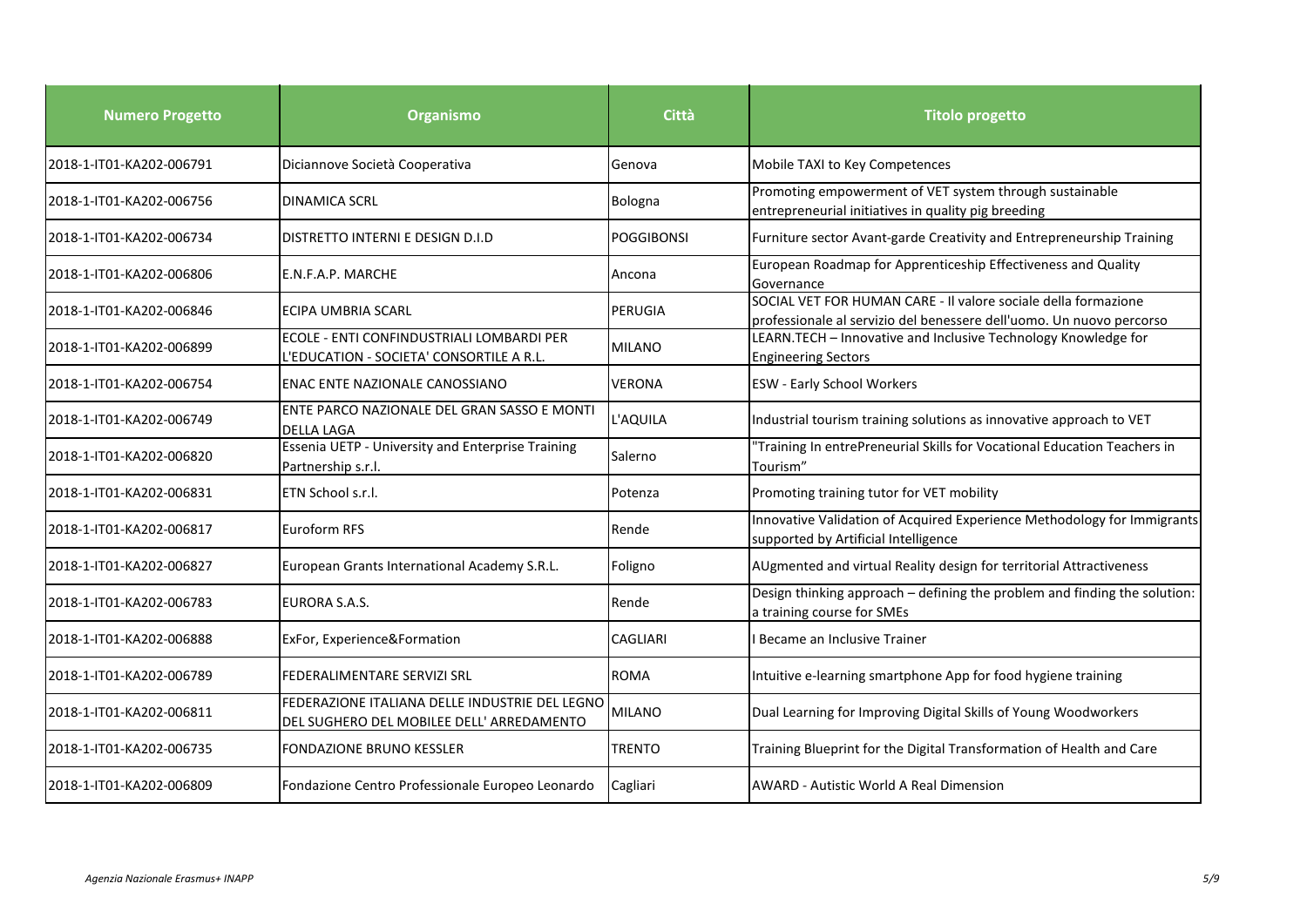| Numero Progetto | Organismo | Città | Titolo progetto |
| --- | --- | --- | --- |
| 2018-1-IT01-KA202-006791 | Diciannove Società Cooperativa | Genova | Mobile TAXI to Key Competences |
| 2018-1-IT01-KA202-006756 | DINAMICA SCRL | Bologna | Promoting empowerment of VET system through sustainable entrepreneurial initiatives in quality pig breeding |
| 2018-1-IT01-KA202-006734 | DISTRETTO INTERNI E DESIGN D.I.D | POGGIBONSI | Furniture sector Avant-garde Creativity and Entrepreneurship Training |
| 2018-1-IT01-KA202-006806 | E.N.F.A.P. MARCHE | Ancona | European Roadmap for Apprenticeship Effectiveness and Quality Governance |
| 2018-1-IT01-KA202-006846 | ECIPA UMBRIA SCARL | PERUGIA | SOCIAL VET FOR HUMAN CARE - Il valore sociale della formazione professionale al servizio del benessere dell'uomo. Un nuovo percorso |
| 2018-1-IT01-KA202-006899 | ECOLE - ENTI CONFINDUSTRIALI LOMBARDI PER L'EDUCATION - SOCIETA' CONSORTILE A R.L. | MILANO | LEARN.TECH – Innovative and Inclusive Technology Knowledge for Engineering Sectors |
| 2018-1-IT01-KA202-006754 | ENAC ENTE NAZIONALE CANOSSIANO | VERONA | ESW - Early School Workers |
| 2018-1-IT01-KA202-006749 | ENTE PARCO NAZIONALE DEL GRAN SASSO E MONTI DELLA LAGA | L'AQUILA | Industrial tourism training solutions as innovative approach to VET |
| 2018-1-IT01-KA202-006820 | Essenia UETP - University and Enterprise Training Partnership s.r.l. | Salerno | "Training In entrePreneurial Skills for Vocational Education Teachers in Tourism" |
| 2018-1-IT01-KA202-006831 | ETN School s.r.l. | Potenza | Promoting training tutor for VET mobility |
| 2018-1-IT01-KA202-006817 | Euroform RFS | Rende | Innovative Validation of Acquired Experience Methodology for Immigrants supported by Artificial Intelligence |
| 2018-1-IT01-KA202-006827 | European Grants International Academy S.R.L. | Foligno | AUgmented and virtual Reality design for territorial Attractiveness |
| 2018-1-IT01-KA202-006783 | EURORA S.A.S. | Rende | Design thinking approach – defining the problem and finding the solution: a training course for SMEs |
| 2018-1-IT01-KA202-006888 | ExFor, Experience&Formation | CAGLIARI | I Became an Inclusive Trainer |
| 2018-1-IT01-KA202-006789 | FEDERALIMENTARE SERVIZI SRL | ROMA | Intuitive e-learning smartphone App for food hygiene training |
| 2018-1-IT01-KA202-006811 | FEDERAZIONE ITALIANA DELLE INDUSTRIE DEL LEGNO DEL SUGHERO DEL MOBILEE DELL' ARREDAMENTO | MILANO | Dual Learning for Improving Digital Skills of Young Woodworkers |
| 2018-1-IT01-KA202-006735 | FONDAZIONE BRUNO KESSLER | TRENTO | Training Blueprint for the Digital Transformation of Health and Care |
| 2018-1-IT01-KA202-006809 | Fondazione Centro Professionale Europeo Leonardo | Cagliari | AWARD - Autistic World A Real Dimension |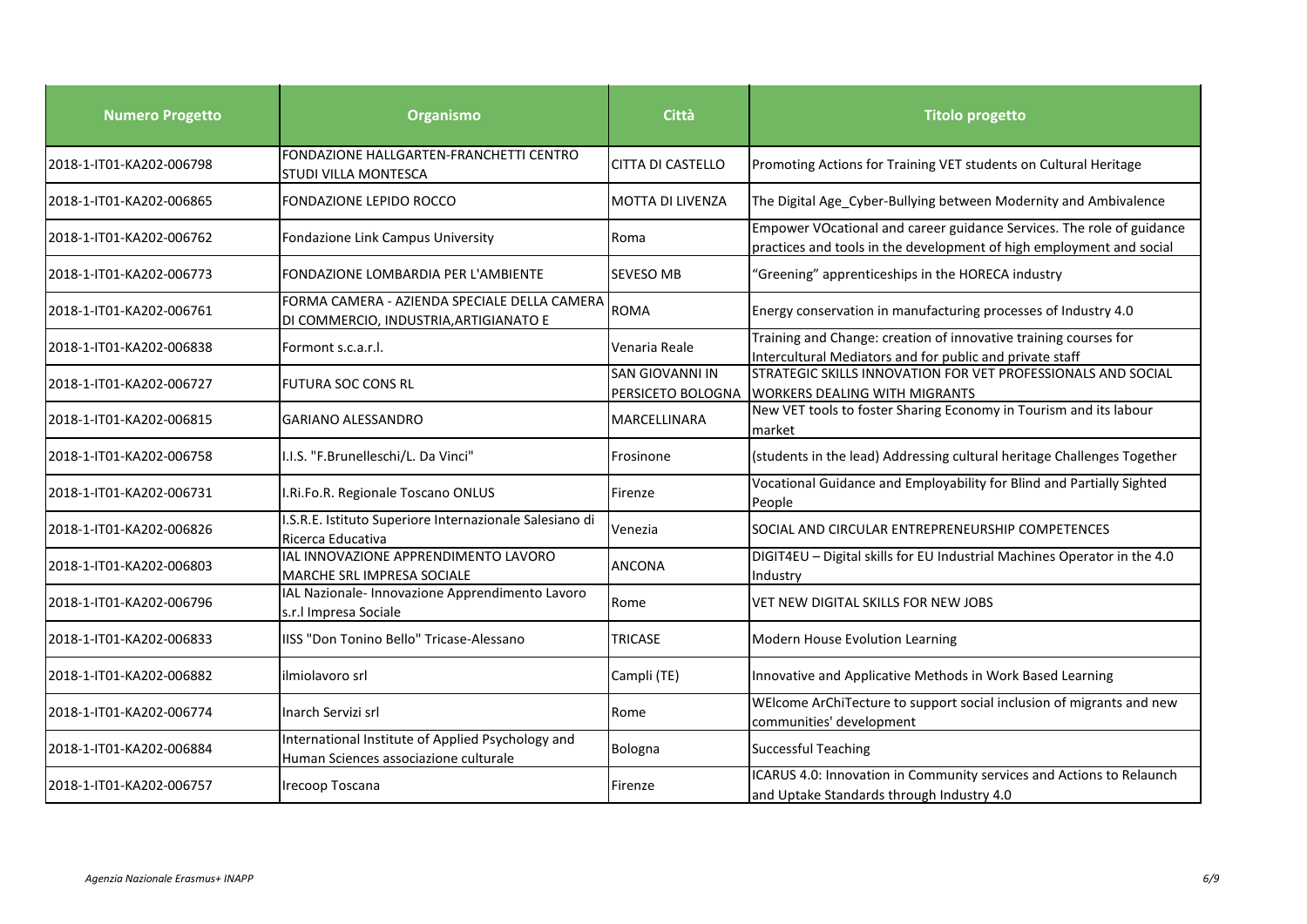| Numero Progetto | Organismo | Città | Titolo progetto |
|---|---|---|---|
| 2018-1-IT01-KA202-006798 | FONDAZIONE HALLGARTEN-FRANCHETTI CENTRO STUDI VILLA MONTESCA | CITTA DI CASTELLO | Promoting Actions for Training VET students on Cultural Heritage |
| 2018-1-IT01-KA202-006865 | FONDAZIONE LEPIDO ROCCO | MOTTA DI LIVENZA | The Digital Age_Cyber-Bullying between Modernity and Ambivalence |
| 2018-1-IT01-KA202-006762 | Fondazione Link Campus University | Roma | Empower VOcational and career guidance Services. The role of guidance practices and tools in the development of high employment and social |
| 2018-1-IT01-KA202-006773 | FONDAZIONE LOMBARDIA PER L'AMBIENTE | SEVESO MB | "Greening" apprenticeships in the HORECA industry |
| 2018-1-IT01-KA202-006761 | FORMA CAMERA - AZIENDA SPECIALE DELLA CAMERA DI COMMERCIO, INDUSTRIA,ARTIGIANATO E | ROMA | Energy conservation in manufacturing processes of Industry 4.0 |
| 2018-1-IT01-KA202-006838 | Formont s.c.a.r.l. | Venaria Reale | Training and Change: creation of innovative training courses for Intercultural Mediators and for public and private staff |
| 2018-1-IT01-KA202-006727 | FUTURA SOC CONS RL | SAN GIOVANNI IN PERSICETO BOLOGNA | STRATEGIC SKILLS INNOVATION FOR VET PROFESSIONALS AND SOCIAL WORKERS DEALING WITH MIGRANTS |
| 2018-1-IT01-KA202-006815 | GARIANO ALESSANDRO | MARCELLINARA | New VET tools to foster Sharing Economy in Tourism and its labour market |
| 2018-1-IT01-KA202-006758 | I.I.S. "F.Brunelleschi/L. Da Vinci" | Frosinone | (students in the lead) Addressing cultural heritage Challenges Together |
| 2018-1-IT01-KA202-006731 | I.Ri.Fo.R. Regionale Toscano ONLUS | Firenze | Vocational Guidance and Employability for Blind and Partially Sighted People |
| 2018-1-IT01-KA202-006826 | I.S.R.E. Istituto Superiore Internazionale Salesiano di Ricerca Educativa | Venezia | SOCIAL AND CIRCULAR ENTREPRENEURSHIP COMPETENCES |
| 2018-1-IT01-KA202-006803 | IAL INNOVAZIONE APPRENDIMENTO LAVORO MARCHE SRL IMPRESA SOCIALE | ANCONA | DIGIT4EU – Digital skills for EU Industrial Machines Operator in the 4.0 Industry |
| 2018-1-IT01-KA202-006796 | IAL Nazionale- Innovazione Apprendimento Lavoro s.r.l Impresa Sociale | Rome | VET NEW DIGITAL SKILLS FOR NEW JOBS |
| 2018-1-IT01-KA202-006833 | IISS "Don Tonino Bello" Tricase-Alessano | TRICASE | Modern House Evolution Learning |
| 2018-1-IT01-KA202-006882 | ilmiolavoro srl | Campli (TE) | Innovative and Applicative Methods in Work Based Learning |
| 2018-1-IT01-KA202-006774 | Inarch Servizi srl | Rome | WElcome ArChiTecture to support social inclusion of migrants and new communities' development |
| 2018-1-IT01-KA202-006884 | International Institute of Applied Psychology and Human Sciences associazione culturale | Bologna | Successful Teaching |
| 2018-1-IT01-KA202-006757 | Irecoop Toscana | Firenze | ICARUS 4.0: Innovation in Community services and Actions to Relaunch and Uptake Standards through Industry 4.0 |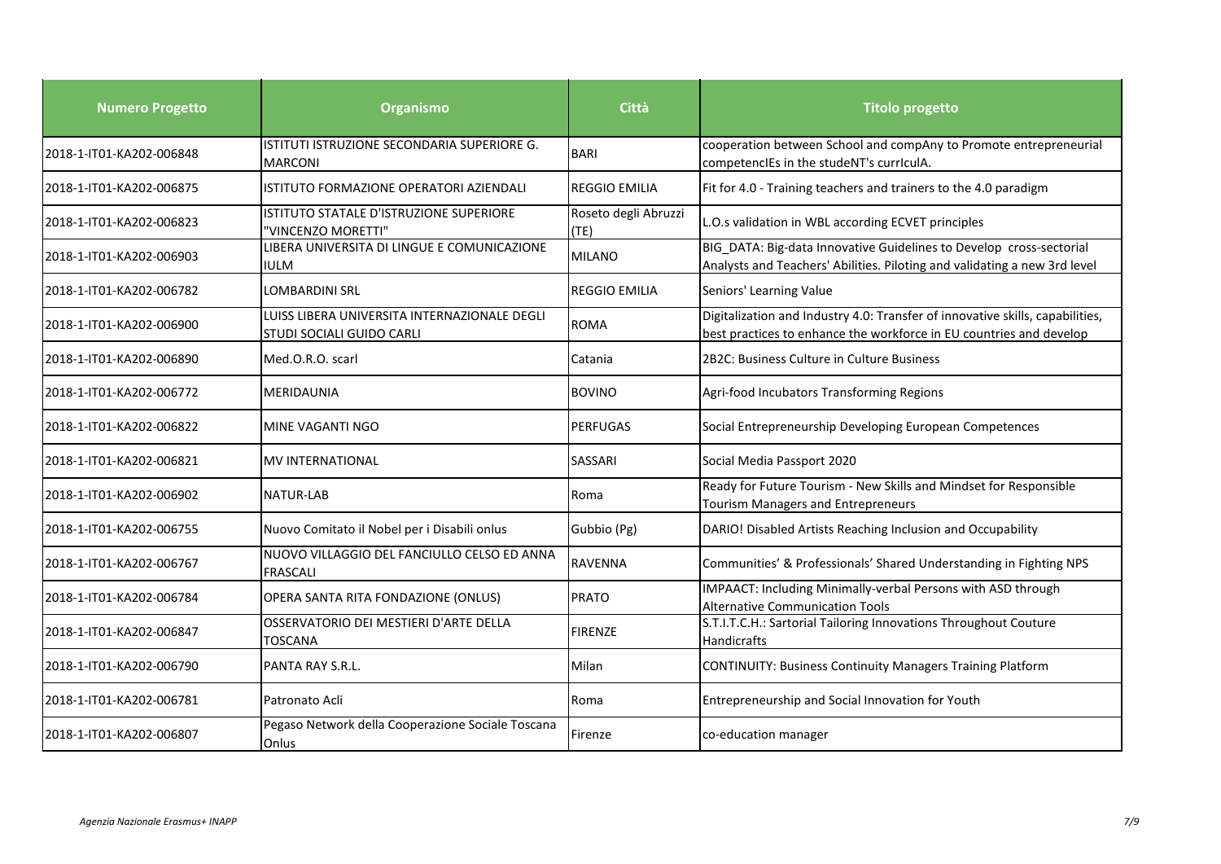| Numero Progetto | Organismo | Città | Titolo progetto |
| --- | --- | --- | --- |
| 2018-1-IT01-KA202-006848 | ISTITUTI ISTRUZIONE SECONDARIA SUPERIORE G. MARCONI | BARI | cooperation between School and compAny to Promote entrepreneurial competencIEs in the studeNT's curricuIA. |
| 2018-1-IT01-KA202-006875 | ISTITUTO FORMAZIONE OPERATORI AZIENDALI | REGGIO EMILIA | Fit for 4.0 - Training teachers and trainers to the 4.0 paradigm |
| 2018-1-IT01-KA202-006823 | ISTITUTO STATALE D'ISTRUZIONE SUPERIORE "VINCENZO MORETTI" | Roseto degli Abruzzi (TE) | L.O.s validation in WBL according ECVET principles |
| 2018-1-IT01-KA202-006903 | LIBERA UNIVERSITA DI LINGUE E COMUNICAZIONE IULM | MILANO | BIG_DATA: Big-data Innovative Guidelines to Develop cross-sectorial Analysts and Teachers' Abilities. Piloting and validating a new 3rd level |
| 2018-1-IT01-KA202-006782 | LOMBARDINI SRL | REGGIO EMILIA | Seniors' Learning Value |
| 2018-1-IT01-KA202-006900 | LUISS LIBERA UNIVERSITA INTERNAZIONALE DEGLI STUDI SOCIALI GUIDO CARLI | ROMA | Digitalization and Industry 4.0: Transfer of innovative skills, capabilities, best practices to enhance the workforce in EU countries and develop |
| 2018-1-IT01-KA202-006890 | Med.O.R.O. scarl | Catania | 2B2C: Business Culture in Culture Business |
| 2018-1-IT01-KA202-006772 | MERIDAUNIA | BOVINO | Agri-food Incubators Transforming Regions |
| 2018-1-IT01-KA202-006822 | MINE VAGANTI NGO | PERFUGAS | Social Entrepreneurship Developing European Competences |
| 2018-1-IT01-KA202-006821 | MV INTERNATIONAL | SASSARI | Social Media Passport 2020 |
| 2018-1-IT01-KA202-006902 | NATUR-LAB | Roma | Ready for Future Tourism - New Skills and Mindset for Responsible Tourism Managers and Entrepreneurs |
| 2018-1-IT01-KA202-006755 | Nuovo Comitato il Nobel per i Disabili onlus | Gubbio (Pg) | DARIO! Disabled Artists Reaching Inclusion and Occupability |
| 2018-1-IT01-KA202-006767 | NUOVO VILLAGGIO DEL FANCIULLO CELSO ED ANNA FRASCALI | RAVENNA | Communities' & Professionals' Shared Understanding in Fighting NPS |
| 2018-1-IT01-KA202-006784 | OPERA SANTA RITA FONDAZIONE (ONLUS) | PRATO | IMPAACT: Including Minimally-verbal Persons with ASD through Alternative Communication Tools |
| 2018-1-IT01-KA202-006847 | OSSERVATORIO DEI MESTIERI D'ARTE DELLA TOSCANA | FIRENZE | S.T.I.T.C.H.: Sartorial Tailoring Innovations Throughout Couture Handicrafts |
| 2018-1-IT01-KA202-006790 | PANTA RAY S.R.L. | Milan | CONTINUITY: Business Continuity Managers Training Platform |
| 2018-1-IT01-KA202-006781 | Patronato Acli | Roma | Entrepreneurship and Social Innovation for Youth |
| 2018-1-IT01-KA202-006807 | Pegaso Network della Cooperazione Sociale Toscana Onlus | Firenze | co-education manager |

*Agenzia Nazionale Erasmus+ INAPP*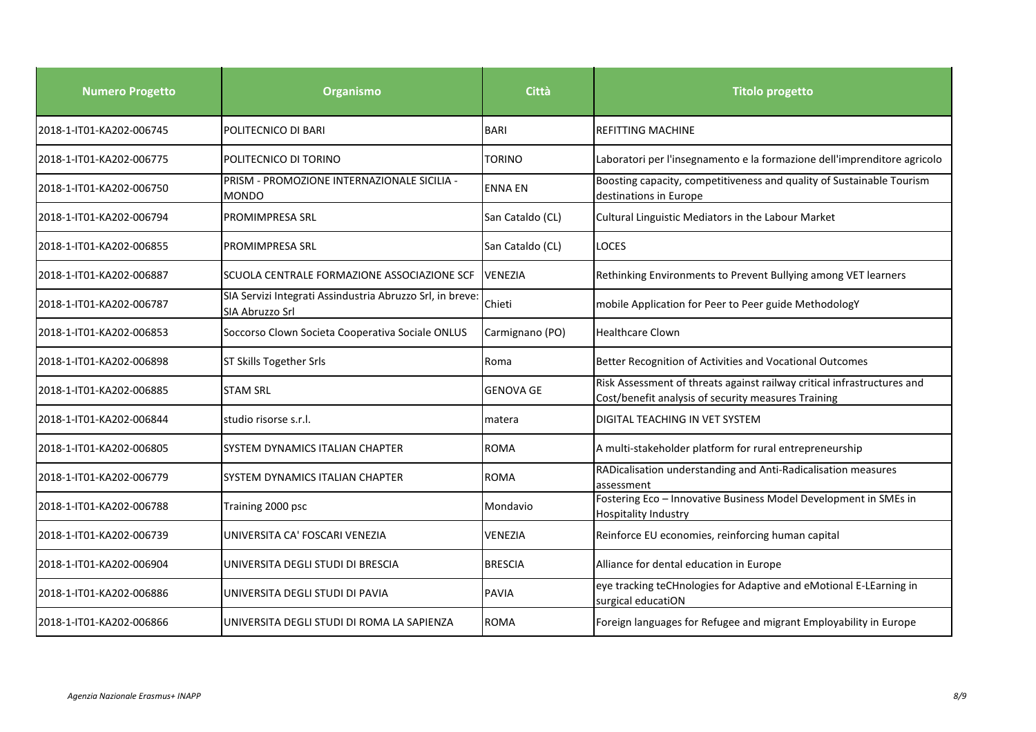| Numero Progetto | Organismo | Città | Titolo progetto |
| --- | --- | --- | --- |
| 2018-1-IT01-KA202-006745 | POLITECNICO DI BARI | BARI | REFITTING MACHINE |
| 2018-1-IT01-KA202-006775 | POLITECNICO DI TORINO | TORINO | Laboratori per l'insegnamento e la formazione dell'imprenditore agricolo |
| 2018-1-IT01-KA202-006750 | PRISM - PROMOZIONE INTERNAZIONALE SICILIA - MONDO | ENNA EN | Boosting capacity, competitiveness and quality of Sustainable Tourism destinations in Europe |
| 2018-1-IT01-KA202-006794 | PROMIMPRESA SRL | San Cataldo (CL) | Cultural Linguistic Mediators in the Labour Market |
| 2018-1-IT01-KA202-006855 | PROMIMPRESA SRL | San Cataldo (CL) | LOCES |
| 2018-1-IT01-KA202-006887 | SCUOLA CENTRALE FORMAZIONE ASSOCIAZIONE SCF | VENEZIA | Rethinking Environments to Prevent Bullying among VET learners |
| 2018-1-IT01-KA202-006787 | SIA Servizi Integrati Assindustria Abruzzo Srl, in breve: SIA Abruzzo Srl | Chieti | mobile Application for Peer to Peer guide MethodologY |
| 2018-1-IT01-KA202-006853 | Soccorso Clown Societa Cooperativa Sociale ONLUS | Carmignano (PO) | Healthcare Clown |
| 2018-1-IT01-KA202-006898 | ST Skills Together Srls | Roma | Better Recognition of Activities and Vocational Outcomes |
| 2018-1-IT01-KA202-006885 | STAM SRL | GENOVA GE | Risk Assessment of threats against railway critical infrastructures and Cost/benefit analysis of security measures Training |
| 2018-1-IT01-KA202-006844 | studio risorse s.r.l. | matera | DIGITAL TEACHING IN VET SYSTEM |
| 2018-1-IT01-KA202-006805 | SYSTEM DYNAMICS ITALIAN CHAPTER | ROMA | A multi-stakeholder platform for rural entrepreneurship |
| 2018-1-IT01-KA202-006779 | SYSTEM DYNAMICS ITALIAN CHAPTER | ROMA | RADicalisation understanding and Anti-Radicalisation measures assessment |
| 2018-1-IT01-KA202-006788 | Training 2000 psc | Mondavio | Fostering Eco – Innovative Business Model Development in SMEs in Hospitality Industry |
| 2018-1-IT01-KA202-006739 | UNIVERSITA CA' FOSCARI VENEZIA | VENEZIA | Reinforce EU economies, reinforcing human capital |
| 2018-1-IT01-KA202-006904 | UNIVERSITA DEGLI STUDI DI BRESCIA | BRESCIA | Alliance for dental education in Europe |
| 2018-1-IT01-KA202-006886 | UNIVERSITA DEGLI STUDI DI PAVIA | PAVIA | eye tracking teCHnologies for Adaptive and eMotional E-LEarning in surgical educatiON |
| 2018-1-IT01-KA202-006866 | UNIVERSITA DEGLI STUDI DI ROMA LA SAPIENZA | ROMA | Foreign languages for Refugee and migrant Employability in Europe |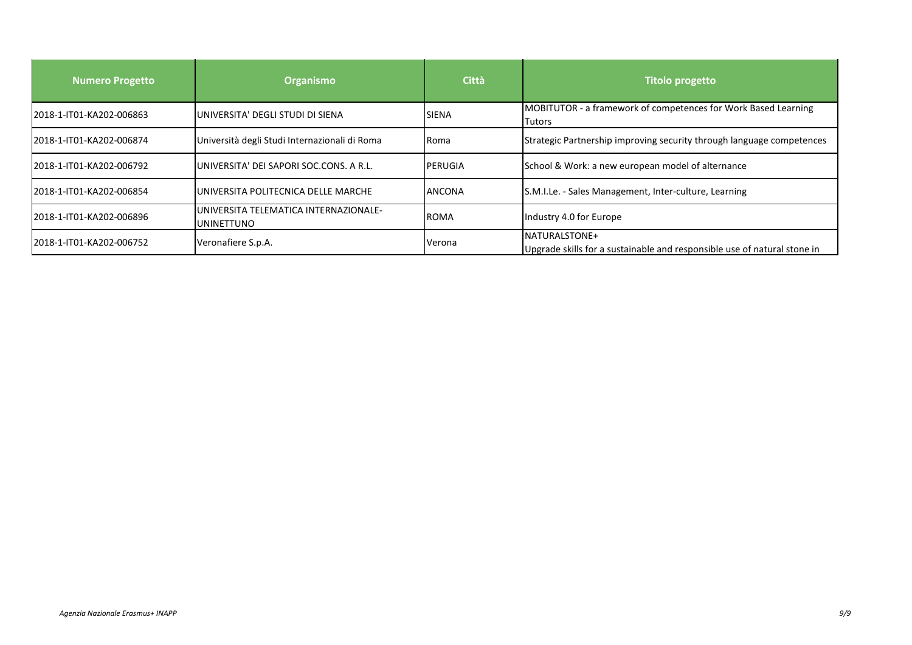| Numero Progetto | Organismo | Città | Titolo progetto |
|---|---|---|---|
| 2018-1-IT01-KA202-006863 | UNIVERSITA' DEGLI STUDI DI SIENA | SIENA | MOBITUTOR - a framework of competences for Work Based Learning Tutors |
| 2018-1-IT01-KA202-006874 | Università degli Studi Internazionali di Roma | Roma | Strategic Partnership improving security through language competences |
| 2018-1-IT01-KA202-006792 | UNIVERSITA' DEI SAPORI SOC.CONS. A R.L. | PERUGIA | School & Work: a new european model of alternance |
| 2018-1-IT01-KA202-006854 | UNIVERSITA POLITECNICA DELLE MARCHE | ANCONA | S.M.I.Le. - Sales Management, Inter-culture, Learning |
| 2018-1-IT01-KA202-006896 | UNIVERSITA TELEMATICA INTERNAZIONALE-UNINETTUNO | ROMA | Industry 4.0 for Europe |
| 2018-1-IT01-KA202-006752 | Veronafiere S.p.A. | Verona | NATURALSTONE+ Upgrade skills for a sustainable and responsible use of natural stone in |